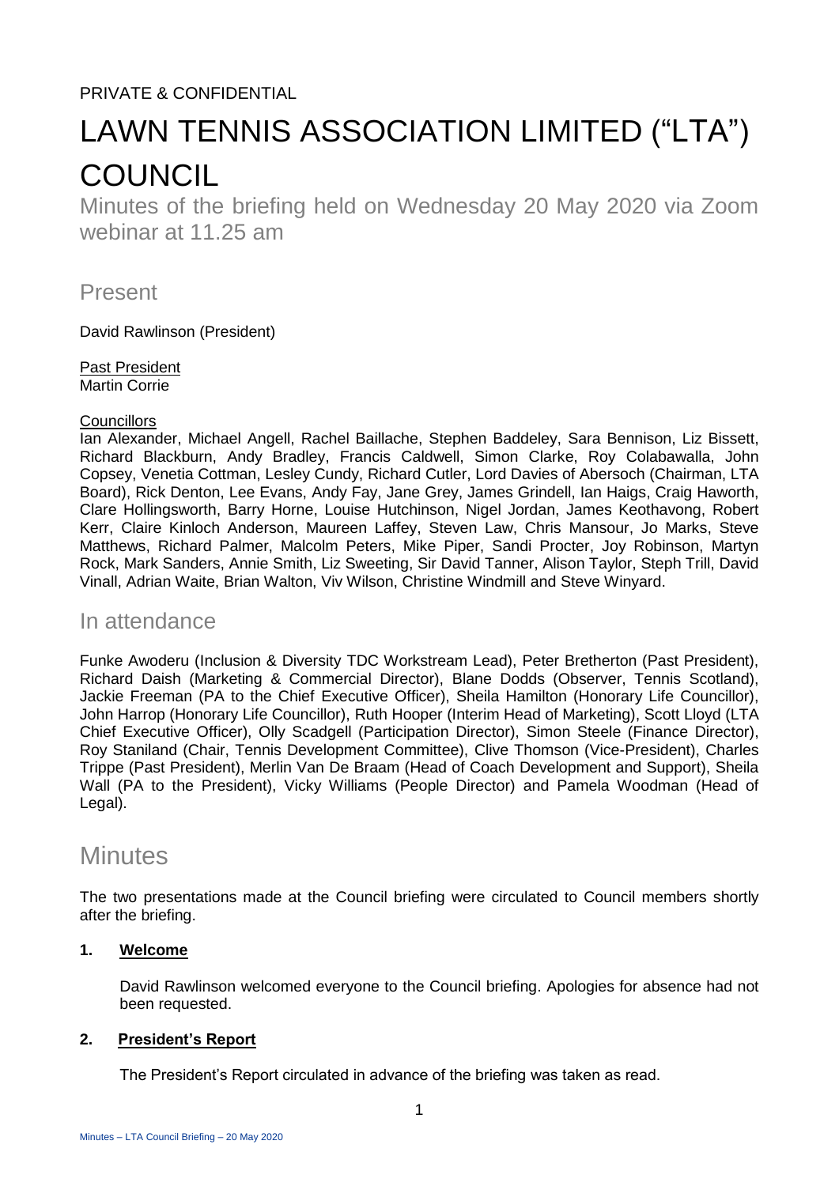PRIVATE & CONFIDENTIAL

# LAWN TENNIS ASSOCIATION LIMITED ("LTA") COUNCIL

Minutes of the briefing held on Wednesday 20 May 2020 via Zoom webinar at 11.25 am

## Present

David Rawlinson (President)

Past President
Martin Corrie

Councillors
Ian Alexander, Michael Angell, Rachel Baillache, Stephen Baddeley, Sara Bennison, Liz Bissett, Richard Blackburn, Andy Bradley, Francis Caldwell, Simon Clarke, Roy Colabawalla, John Copsey, Venetia Cottman, Lesley Cundy, Richard Cutler, Lord Davies of Abersoch (Chairman, LTA Board), Rick Denton, Lee Evans, Andy Fay, Jane Grey, James Grindell, Ian Haigs, Craig Haworth, Clare Hollingsworth, Barry Horne, Louise Hutchinson, Nigel Jordan, James Keothavong, Robert Kerr, Claire Kinloch Anderson, Maureen Laffey, Steven Law, Chris Mansour, Jo Marks, Steve Matthews, Richard Palmer, Malcolm Peters, Mike Piper, Sandi Procter, Joy Robinson, Martyn Rock, Mark Sanders, Annie Smith, Liz Sweeting, Sir David Tanner, Alison Taylor, Steph Trill, David Vinall, Adrian Waite, Brian Walton, Viv Wilson, Christine Windmill and Steve Winyard.

## In attendance

Funke Awoderu (Inclusion & Diversity TDC Workstream Lead), Peter Bretherton (Past President), Richard Daish (Marketing & Commercial Director), Blane Dodds (Observer, Tennis Scotland), Jackie Freeman (PA to the Chief Executive Officer), Sheila Hamilton (Honorary Life Councillor), John Harrop (Honorary Life Councillor), Ruth Hooper (Interim Head of Marketing), Scott Lloyd (LTA Chief Executive Officer), Olly Scadgell (Participation Director), Simon Steele (Finance Director), Roy Staniland (Chair, Tennis Development Committee), Clive Thomson (Vice-President), Charles Trippe (Past President), Merlin Van De Braam (Head of Coach Development and Support), Sheila Wall (PA to the President), Vicky Williams (People Director) and Pamela Woodman (Head of Legal).

# Minutes

The two presentations made at the Council briefing were circulated to Council members shortly after the briefing.

**1. Welcome**

David Rawlinson welcomed everyone to the Council briefing. Apologies for absence had not been requested.

**2. President's Report**

The President's Report circulated in advance of the briefing was taken as read.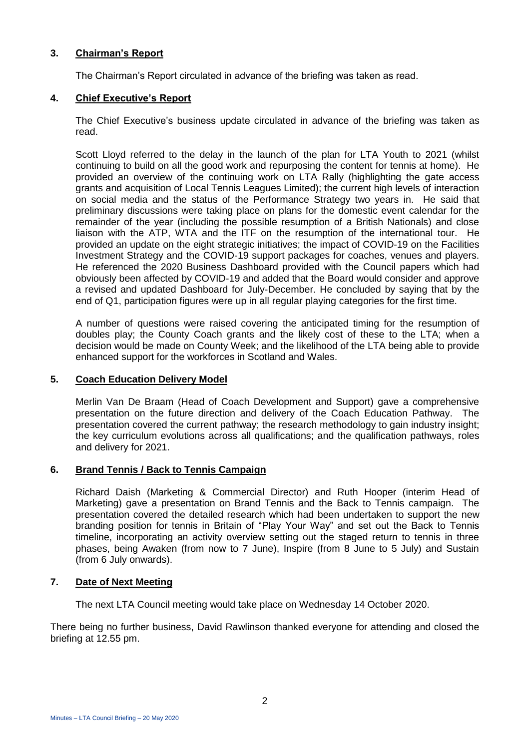## 3. Chairman's Report

The Chairman's Report circulated in advance of the briefing was taken as read.

## 4. Chief Executive's Report

The Chief Executive's business update circulated in advance of the briefing was taken as read.

Scott Lloyd referred to the delay in the launch of the plan for LTA Youth to 2021 (whilst continuing to build on all the good work and repurposing the content for tennis at home). He provided an overview of the continuing work on LTA Rally (highlighting the gate access grants and acquisition of Local Tennis Leagues Limited); the current high levels of interaction on social media and the status of the Performance Strategy two years in. He said that preliminary discussions were taking place on plans for the domestic event calendar for the remainder of the year (including the possible resumption of a British Nationals) and close liaison with the ATP, WTA and the ITF on the resumption of the international tour. He provided an update on the eight strategic initiatives; the impact of COVID-19 on the Facilities Investment Strategy and the COVID-19 support packages for coaches, venues and players. He referenced the 2020 Business Dashboard provided with the Council papers which had obviously been affected by COVID-19 and added that the Board would consider and approve a revised and updated Dashboard for July-December. He concluded by saying that by the end of Q1, participation figures were up in all regular playing categories for the first time.

A number of questions were raised covering the anticipated timing for the resumption of doubles play; the County Coach grants and the likely cost of these to the LTA; when a decision would be made on County Week; and the likelihood of the LTA being able to provide enhanced support for the workforces in Scotland and Wales.

## 5. Coach Education Delivery Model

Merlin Van De Braam (Head of Coach Development and Support) gave a comprehensive presentation on the future direction and delivery of the Coach Education Pathway. The presentation covered the current pathway; the research methodology to gain industry insight; the key curriculum evolutions across all qualifications; and the qualification pathways, roles and delivery for 2021.

## 6. Brand Tennis / Back to Tennis Campaign

Richard Daish (Marketing & Commercial Director) and Ruth Hooper (interim Head of Marketing) gave a presentation on Brand Tennis and the Back to Tennis campaign. The presentation covered the detailed research which had been undertaken to support the new branding position for tennis in Britain of "Play Your Way" and set out the Back to Tennis timeline, incorporating an activity overview setting out the staged return to tennis in three phases, being Awaken (from now to 7 June), Inspire (from 8 June to 5 July) and Sustain (from 6 July onwards).

## 7. Date of Next Meeting

The next LTA Council meeting would take place on Wednesday 14 October 2020.

There being no further business, David Rawlinson thanked everyone for attending and closed the briefing at 12.55 pm.